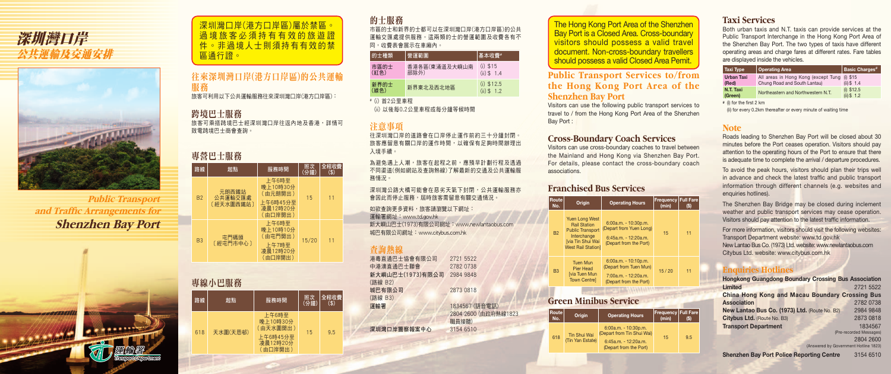# 深圳灣口岸
## 公共運輸及交通安排

**Public Transport and Traffic Arrangements for Shenzhen Bay Port**

運輸署 Transport Department

深圳灣口岸(港方口岸區)屬於禁區。過境旅客必須持有有效的旅遊證件。非過境人士則須持有有效的禁區通行證。

## 往來深圳灣口岸(港方口岸區)的公共運輸服務

旅客可利用以下公共運輸服務往來深圳灣口岸(港方口岸區)：

### 跨境巴士服務

旅客可乘搭跨境巴士經深圳灣口岸往返內地及香港，詳情可致電跨境巴士商會查詢。

### 專營巴士服務

| 路線 | 起點 | 服務時間 | 班次(分鐘) | 全程收費($) |
|---|---|---|---|---|
| B2 | 元朗西鐵站公共運輸交匯處〔經天水圍西鐵站〕 | 上午6時至晚上10時30分(由元朗開出)<br>上午6時45分至凌晨12時20分(由口岸開出) | 15 | 11 |
| B3 | 屯門碼頭〔經屯門市中心〕 | 上午6時至晚上10時10分(由屯門開出)<br>上午7時至凌晨12時20分(由口岸開出) | 15/20 | 11 |

### 專線小巴服務

| 路線 | 起點 | 服務時間 | 班次(分鐘) | 全程收費($) |
|---|---|---|---|---|
| 618 | 天水圍(天恩邨) | 上午6時至晚上10時30分(由天水圍開出)<br>上午6時45分至凌晨12時20分(由口岸開出) | 15 | 9.5 |

### 的士服務

市區的士和新界的士都可以在深圳灣口岸(港方口岸區)的公共運輸交匯處提供服務。這兩類的士的營運範圍及收費各有不同，收費表會展示在車廂內。

| 的士種類 | 營運範圍 | 基本收費# |
|---|---|---|
| 市區的士(紅色) | 香港各區(東涌道及大嶼山南部除外) | (i) $15<br>(ii) $ 1.4 |
| 新界的士(綠色) | 新界東北及西北地區 | (i) $12.5<br>(ii) $ 1.2 |

# (i) 首2公里車程
(ii) 以後每0.2公里車程或每分鐘等候時間

## 注意事項

往深圳灣口岸的道路會在口岸停止運作前約三十分鐘封閉。旅客應留意有關口岸的運作時間，以確保有足夠時間辦理出入境手續。

為避免遇上人潮，旅客在起程之前，應預早計劃行程及透過不同渠道(例如網站及查詢熱線)了解最新的交通及公共運輸服務情況。

深圳灣公路大橋可能會在惡劣天氣下封閉，公共運輸服務亦會因此而停止服務，屆時旅客需留意有關交通情況。

如欲查詢更多資料，旅客請瀏覽以下網址：
運輸署網址：www.td.gov.hk
新大嶼山巴士(1973)有限公司網址：www.newlantaobus.com
城巴有限公司網址：www.citybus.com.hk

## 查詢熱線

| | |
|---|---|
| 港粵直通巴士協會有限公司 | 2721 5522 |
| 中港澳直通巴士聯會 | 2782 0738 |
| 新大嶼山巴士(1973)有限公司(路線B2) | 2984 9848 |
| 城巴有限公司(路線B3) | 2873 0818 |
| 運輸署 | 1834567 (話音電話)<br>2804 2600 (由政府熱線1823職員接聽) |
| 深圳灣口岸警察報案中心 | 3154 6510 |

The Hong Kong Port Area of the Shenzhen Bay Port is a Closed Area. Cross-boundary visitors should possess a valid travel document. Non-cross-boundary travellers should possess a valid Closed Area Permit.

## Public Transport Services to/from the Hong Kong Port Area of the Shenzhen Bay Port

Visitors can use the following public transport services to travel to / from the Hong Kong Port Area of the Shenzhen Bay Port :

### Cross-Boundary Coach Services

Visitors can use cross-boundary coaches to travel between the Mainland and Hong Kong via Shenzhen Bay Port. For details, please contact the cross-boundary coach associations.

### Franchised Bus Services

| Route No. | Origin | Operating Hours | Frequency (min) | Full Fare ($) |
|---|---|---|---|---|
| B2 | Yuen Long West Rail Station Public Transport Interchange [via Tin Shui Wai West Rail Station] | 6:00a.m. - 10:30p.m. (Depart from Yuen Long)<br>6:45a.m. - 12:20a.m. (Depart from the Port) | 15 | 11 |
| B3 | Tuen Mun Pier Head [via Tuen Mun Town Centre] | 6:00a.m. - 10:10p.m. (Depart from Tuen Mun)<br>7:00a.m. - 12:20a.m. (Depart from the Port) | 15 / 20 | 11 |

### Green Minibus Service

| Route No. | Origin | Operating Hours | Frequency (min) | Full Fare ($) |
|---|---|---|---|---|
| 618 | Tin Shui Wai (Tin Yan Estate) | 6:00a.m. - 10:30p.m. (Depart from Tin Shui Wai)<br>6:45a.m. - 12:20a.m. (Depart from the Port) | 15 | 9.5 |

### Taxi Services

Both urban taxis and N.T. taxis can provide services at the Public Transport Interchange in the Hong Kong Port Area of the Shenzhen Bay Port. The two types of taxis have different operating areas and charge fares at different rates. Fare tables are displayed inside the vehicles.

| Taxi Type | Operating Area | Basic Charges# |
|---|---|---|
| Urban Taxi (Red) | All areas in Hong Kong (except Tung Chung Road and South Lantau) | (i) $15<br>(ii) $ 1.4 |
| N.T. Taxi (Green) | Northeastern and Northwestern N.T. | (i) $12.5<br>(ii) $ 1.2 |

# (i) for the first 2 km
(ii) for every 0.2km thereafter or every minute of waiting time

## Note

Roads leading to Shenzhen Bay Port will be closed about 30 minutes before the Port ceases operation. Visitors should pay attention to the operating hours of the Port to ensure that there is adequate time to complete the arrival / departure procedures.

To avoid the peak hours, visitors should plan their trips well in advance and check the latest traffic and public transport information through different channels (e.g. websites and enquiries hotlines).

The Shenzhen Bay Bridge may be closed during inclement weather and public transport services may cease operation. Visitors should pay attention to the latest traffic information.

For more information, visitors should visit the following websites:
Transport Department website: www.td.gov.hk
New Lantao Bus Co. (1973) Ltd. website: www.newlantaobus.com
Citybus Ltd. website: www.citybus.com.hk

## Enquiries Hotlines

| | |
|---|---|
| **Hongkong Guangdong Boundary Crossing Bus Association Limited** | 2721 5522 |
| **China Hong Kong and Macau Boundary Crossing Bus Association** | 2782 0738 |
| **New Lantao Bus Co. (1973) Ltd.** (Route No. B2) | 2984 9848 |
| **Citybus Ltd.** (Route No. B3) | 2873 0818 |
| **Transport Department** | 1834567 (Pre-recorded Messages)<br>2804 2600 (Answered by Government Hotline 1823) |
| **Shenzhen Bay Port Police Reporting Centre** | 3154 6510 |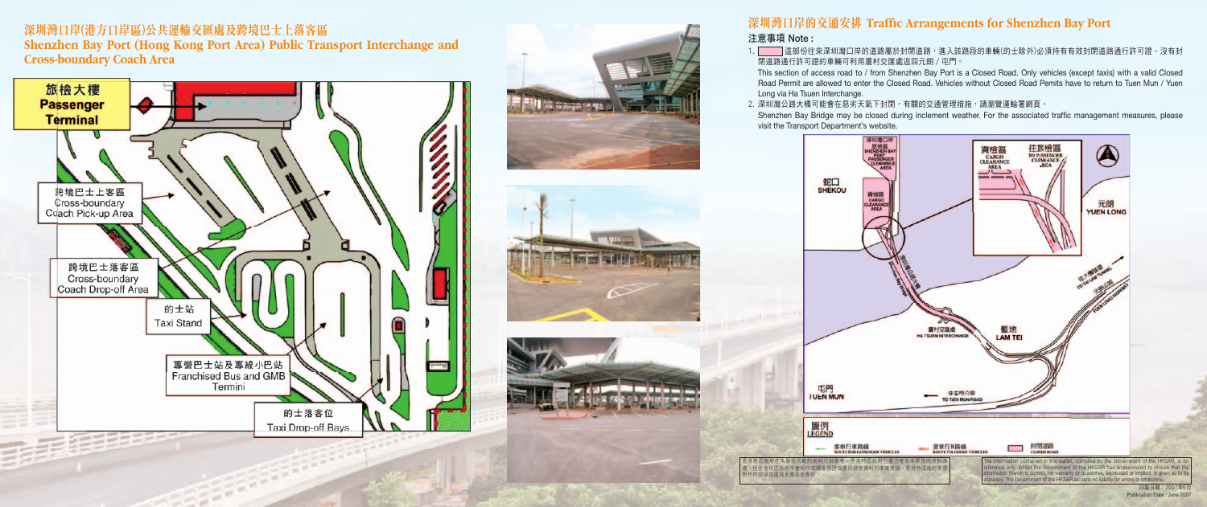## 深圳灣口岸(港方口岸區)公共運輸交匯處及跨境巴士上落客區
## Shenzhen Bay Port (Hong Kong Port Area) Public Transport Interchange and Cross-boundary Coach Area

旅檢大樓
Passenger Terminal

跨境巴士上客區
Cross-boundary Coach Pick-up Area

跨境巴士落客區
Cross-boundary Coach Drop-off Area

的士站
Taxi Stand

專營巴士站及專線小巴站
Franchised Bus and GMB Termini

的士落客位
Taxi Drop-off Bays

## 深圳灣口岸的交通安排 Traffic Arrangements for Shenzhen Bay Port

**注意事項 Note :**

1. 這部份往來深圳灣口岸的道路屬於封閉道路，進入該路段的車輛(的士除外)必須持有有效封閉道路通行許可證。沒有封閉道路通行許可證的車輛可利用廈村交匯處返回元朗 / 屯門。

   This section of access road to / from Shenzhen Bay Port is a Closed Road. Only vehicles (except taxis) with a valid Closed Road Permit are allowed to enter the Closed Road. Vehicles without Closed Road Pemits have to return to Tuen Mun / Yuen Long via Ha Tsuen Interchange.

2. 深圳灣公路大橋可能會在惡劣天氣下封閉，有關的交通管理措施，請瀏覽運輸署網頁。

   Shenzhen Bay Bridge may be closed during inclement weather. For the associated traffic management measures, please visit the Transport Department's website.

深圳灣口岸 旅檢區 SHENZHEN BAY PORT PASSENGER CLEARANCE AREA

貨檢區 CARGO CLEARANCE AREA

往旅檢區 TO PASSENGER CLEARANCE AREA

蛇口 SHEKOU

元朗 YUEN LONG

深港西部通道 Shenzhen Bay Bridge

往大欖隧道 TO TAI LAM TUNNEL

元朗公路 YUEN LONG HIGHWAY

廈村交匯處 HA TSUEN INTERCHANGE

藍地 LAM TEI

屯門 TUEN MUN

往屯門公路 TO TUEN MUN ROAD

圖例 LEGEND

客車行車路線 ROUTE FOR PASSENGER VEHICLES

貨車行車路線 ROUTE FOR GOODS VEHICLES

封閉道路 CLOSED ROAD

香港特區政府在本單張所載的資料只供參考。香港特區政府已盡力確保本單張的資料準確，但香港特區政府不會明示或隱含保證或擔保該等資料的準確無誤。香港特區政府不會對任何錯誤或遺漏承擔法律責任。

This information contained in this leaflet, compiled by the Government of the HKSAR, is for reference only. Whilst the Government of the HKSAR has endeavoured to ensure that the information therein is correct, no warranty or guarantee, expressed or implied, is given as to its accuracy. The Government of the HKSAR accepts no liability for errors or omissions.

印製日期：2007年6月
Publication Date : June 2007